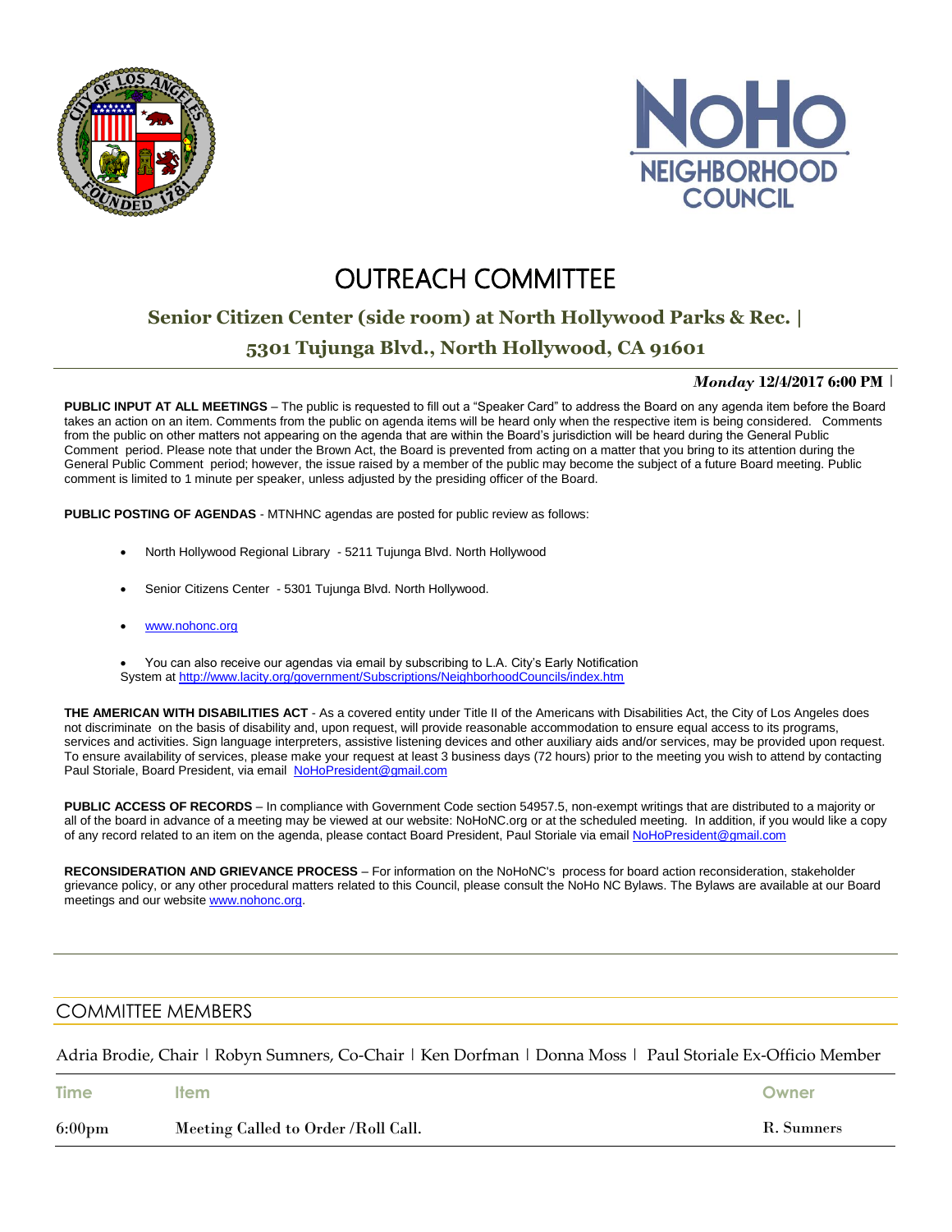# OUTREACH COMMITTEE

## Senior Citizen Center (side room) at North Hollywood Parks & Rec. | 5301 Tujunga Blvd., North Hollywood, CA 91601

***Monday*** **12/4/2017 6:00 PM** |

**PUBLIC INPUT AT ALL MEETINGS** – The public is requested to fill out a "Speaker Card" to address the Board on any agenda item before the Board takes an action on an item. Comments from the public on agenda items will be heard only when the respective item is being considered. Comments from the public on other matters not appearing on the agenda that are within the Board's jurisdiction will be heard during the General Public Comment period. Please note that under the Brown Act, the Board is prevented from acting on a matter that you bring to its attention during the General Public Comment period; however, the issue raised by a member of the public may become the subject of a future Board meeting. Public comment is limited to 1 minute per speaker, unless adjusted by the presiding officer of the Board.

**PUBLIC POSTING OF AGENDAS** - MTNHNC agendas are posted for public review as follows:

- North Hollywood Regional Library - 5211 Tujunga Blvd. North Hollywood
- Senior Citizens Center - 5301 Tujunga Blvd. North Hollywood.
- www.nohonc.org
- You can also receive our agendas via email by subscribing to L.A. City's Early Notification System at http://www.lacity.org/government/Subscriptions/NeighborhoodCouncils/index.htm

**THE AMERICAN WITH DISABILITIES ACT** - As a covered entity under Title II of the Americans with Disabilities Act, the City of Los Angeles does not discriminate on the basis of disability and, upon request, will provide reasonable accommodation to ensure equal access to its programs, services and activities. Sign language interpreters, assistive listening devices and other auxiliary aids and/or services, may be provided upon request. To ensure availability of services, please make your request at least 3 business days (72 hours) prior to the meeting you wish to attend by contacting Paul Storiale, Board President, via email NoHoPresident@gmail.com

**PUBLIC ACCESS OF RECORDS** – In compliance with Government Code section 54957.5, non-exempt writings that are distributed to a majority or all of the board in advance of a meeting may be viewed at our website: NoHoNC.org or at the scheduled meeting. In addition, if you would like a copy of any record related to an item on the agenda, please contact Board President, Paul Storiale via email NoHoPresident@gmail.com

**RECONSIDERATION AND GRIEVANCE PROCESS** – For information on the NoHoNC's process for board action reconsideration, stakeholder grievance policy, or any other procedural matters related to this Council, please consult the NoHo NC Bylaws. The Bylaws are available at our Board meetings and our website www.nohonc.org.

## COMMITTEE MEMBERS

Adria Brodie, Chair | Robyn Sumners, Co-Chair | Ken Dorfman | Donna Moss | Paul Storiale Ex-Officio Member

| Time | Item | Owner |
|---|---|---|
| 6:00pm | Meeting Called to Order /Roll Call. | R. Sumners |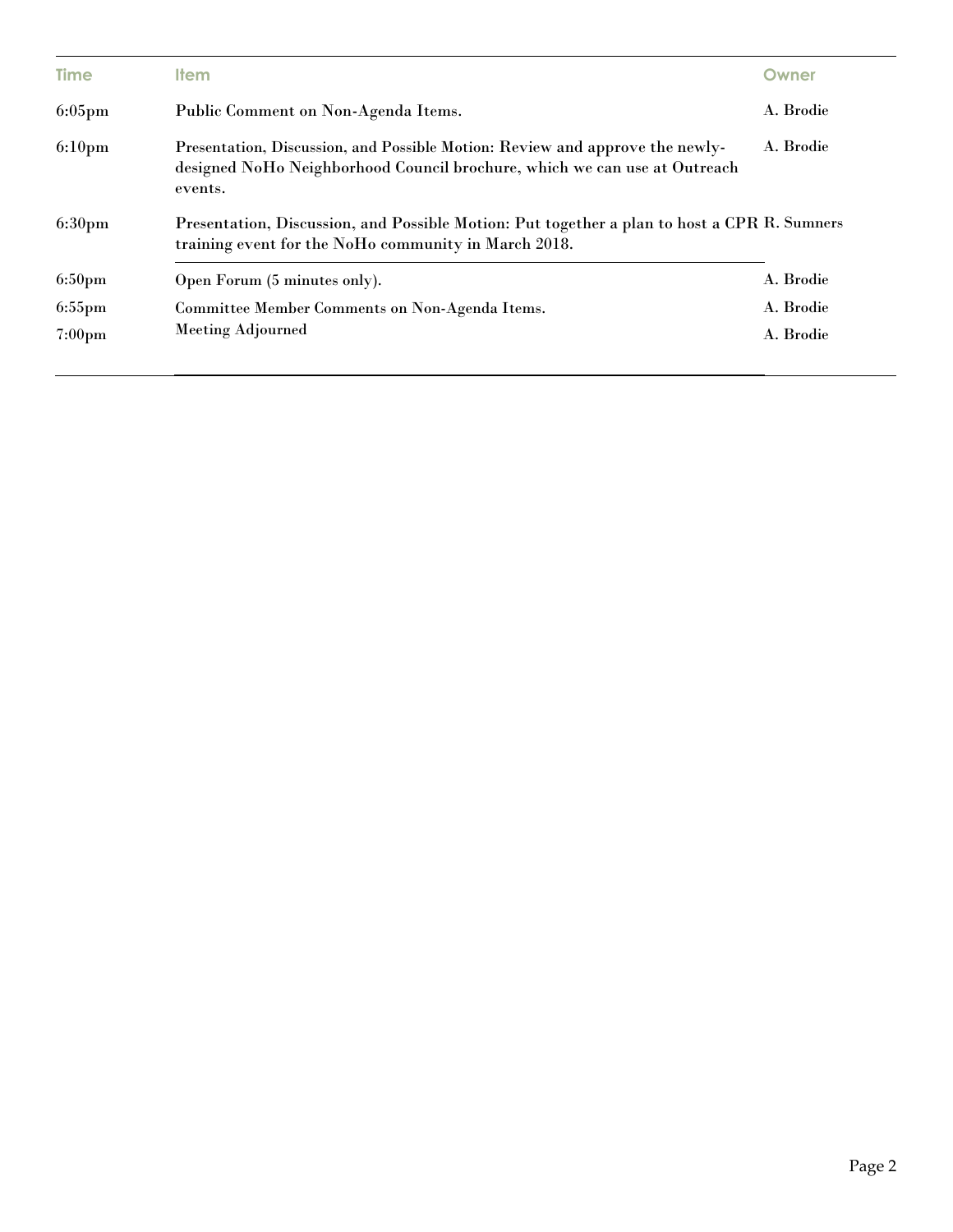| Time | Item | Owner |
| --- | --- | --- |
| 6:05pm | Public Comment on Non-Agenda Items. | A. Brodie |
| 6:10pm | Presentation, Discussion, and Possible Motion: Review and approve the newly-designed NoHo Neighborhood Council brochure, which we can use at Outreach events. | A. Brodie |
| 6:30pm | Presentation, Discussion, and Possible Motion: Put together a plan to host a CPR training event for the NoHo community in March 2018. | R. Sumners |
| 6:50pm | Open Forum (5 minutes only). | A. Brodie |
| 6:55pm | Committee Member Comments on Non-Agenda Items. | A. Brodie |
| 7:00pm | Meeting Adjourned | A. Brodie |